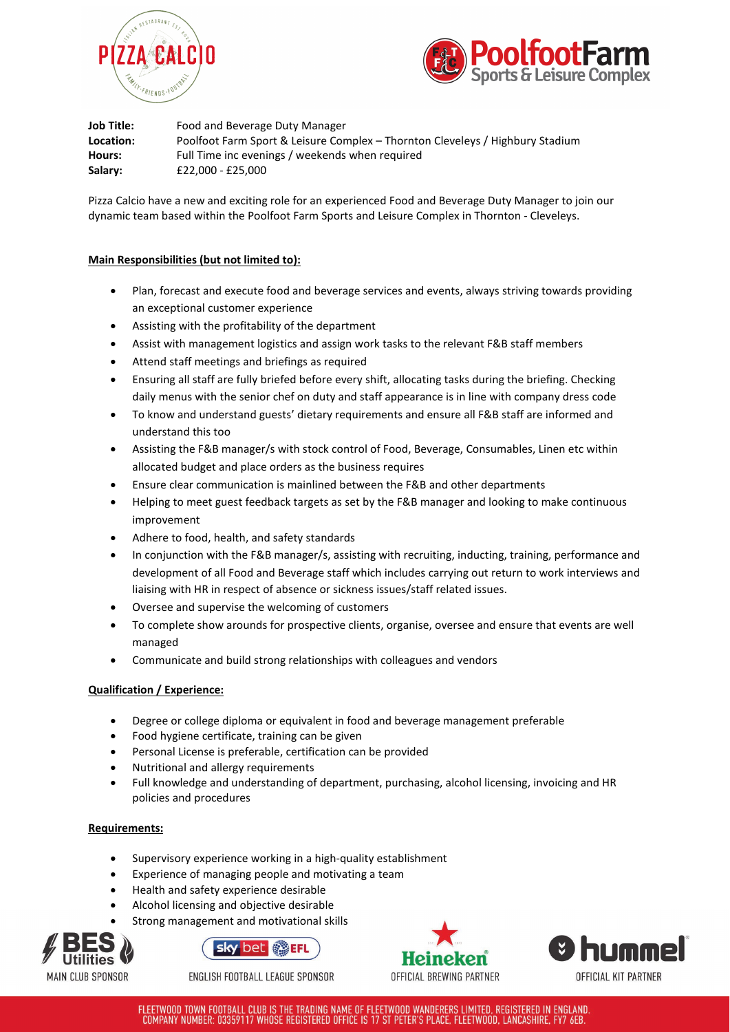**Job Title:** Food and Beverage Duty Manager
**Location:** Poolfoot Farm Sport & Leisure Complex – Thornton Cleveleys / Highbury Stadium
**Hours:** Full Time inc evenings / weekends when required
**Salary:** £22,000 - £25,000

Pizza Calcio have a new and exciting role for an experienced Food and Beverage Duty Manager to join our dynamic team based within the Poolfoot Farm Sports and Leisure Complex in Thornton - Cleveleys.

**Main Responsibilities (but not limited to):**

- Plan, forecast and execute food and beverage services and events, always striving towards providing an exceptional customer experience
- Assisting with the profitability of the department
- Assist with management logistics and assign work tasks to the relevant F&B staff members
- Attend staff meetings and briefings as required
- Ensuring all staff are fully briefed before every shift, allocating tasks during the briefing. Checking daily menus with the senior chef on duty and staff appearance is in line with company dress code
- To know and understand guests' dietary requirements and ensure all F&B staff are informed and understand this too
- Assisting the F&B manager/s with stock control of Food, Beverage, Consumables, Linen etc within allocated budget and place orders as the business requires
- Ensure clear communication is mainlined between the F&B and other departments
- Helping to meet guest feedback targets as set by the F&B manager and looking to make continuous improvement
- Adhere to food, health, and safety standards
- In conjunction with the F&B manager/s, assisting with recruiting, inducting, training, performance and development of all Food and Beverage staff which includes carrying out return to work interviews and liaising with HR in respect of absence or sickness issues/staff related issues.
- Oversee and supervise the welcoming of customers
- To complete show arounds for prospective clients, organise, oversee and ensure that events are well managed
- Communicate and build strong relationships with colleagues and vendors

**Qualification / Experience:**

- Degree or college diploma or equivalent in food and beverage management preferable
- Food hygiene certificate, training can be given
- Personal License is preferable, certification can be provided
- Nutritional and allergy requirements
- Full knowledge and understanding of department, purchasing, alcohol licensing, invoicing and HR policies and procedures

**Requirements:**

- Supervisory experience working in a high-quality establishment
- Experience of managing people and motivating a team
- Health and safety experience desirable
- Alcohol licensing and objective desirable
- Strong management and motivational skills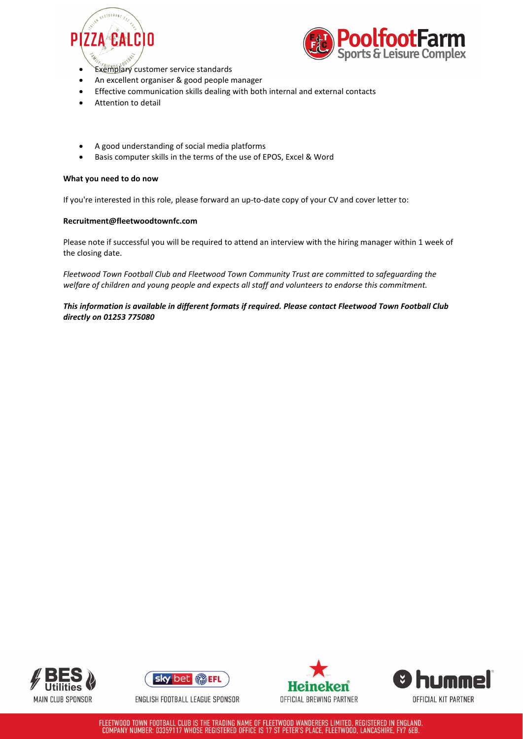- Exemplary customer service standards
- An excellent organiser & good people manager
- Effective communication skills dealing with both internal and external contacts
- Attention to detail

- A good understanding of social media platforms
- Basis computer skills in the terms of the use of EPOS, Excel & Word

**What you need to do now**

If you're interested in this role, please forward an up-to-date copy of your CV and cover letter to:

**Recruitment@fleetwoodtownfc.com**

Please note if successful you will be required to attend an interview with the hiring manager within 1 week of the closing date.

*Fleetwood Town Football Club and Fleetwood Town Community Trust are committed to safeguarding the welfare of children and young people and expects all staff and volunteers to endorse this commitment.*

***This information is available in different formats if required. Please contact Fleetwood Town Football Club directly on 01253 775080***

MAIN CLUB SPONSOR

ENGLISH FOOTBALL LEAGUE SPONSOR

OFFICIAL BREWING PARTNER

OFFICIAL KIT PARTNER

FLEETWOOD TOWN FOOTBALL CLUB IS THE TRADING NAME OF FLEETWOOD WANDERERS LIMITED, REGISTERED IN ENGLAND. COMPANY NUMBER: 03359117 WHOSE REGISTERED OFFICE IS 17 ST PETER'S PLACE, FLEETWOOD, LANCASHIRE, FY7 6EB.